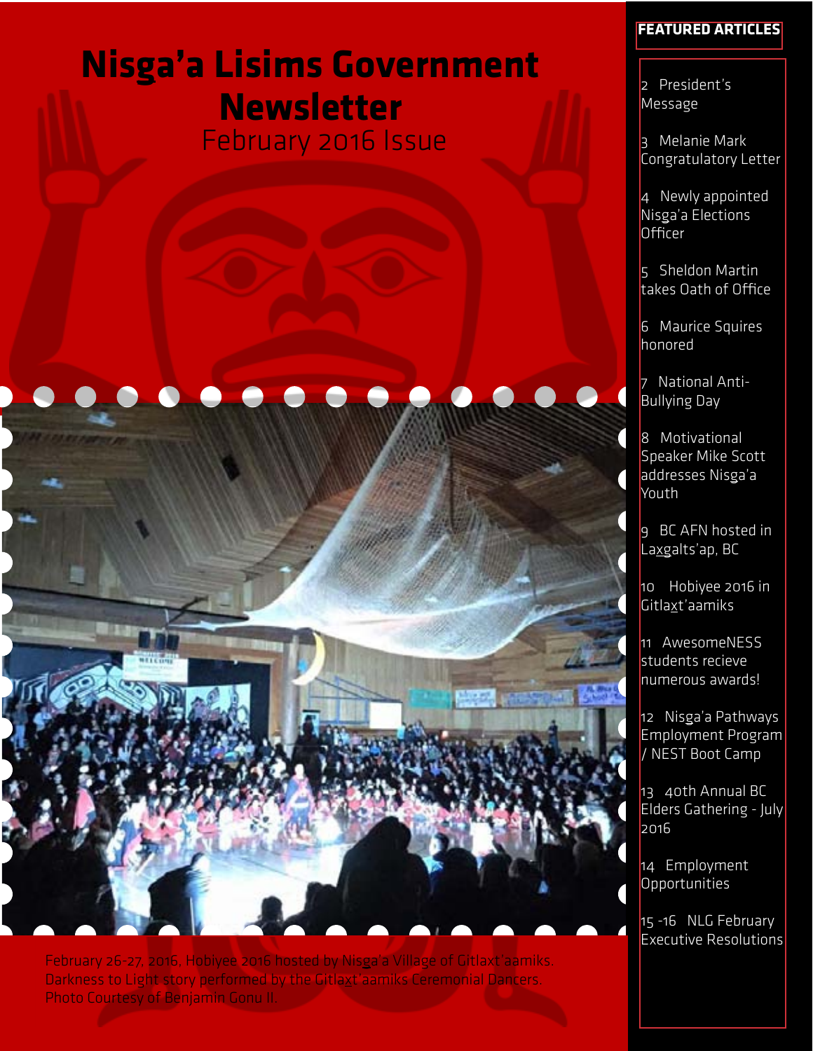# Nisga'a Lisims Government Newsletter

February 2016 Issue

February 26-27, 2016, Hobiyee 2016 hosted by Nisga'a Village of Gitlaxt'aamiks. Darkness to Light story performed by the Gitlaxt'aamiks Ceremonial Dancers. Photo Courtesy of Benjamin Gonu II.

**FEATURED ARTICLES**

2 President's Message

3 Melanie Mark Congratulatory Letter

4 Newly appointed Nisga'a Elections Officer

5 Sheldon Martin takes Oath of Office

6 Maurice Squires honored

7 National Anti-Bullying Day

8 Motivational Speaker Mike Scott addresses Nisga'a Youth

9 BC AFN hosted in La<u>x</u>galts'ap, BC

10 Hobiyee 2016 in Gitla<u>x</u>t'aamiks

11 AwesomeNESS students recieve numerous awards!

12 Nisga'a Pathways Employment Program / NEST Boot Camp

13 40th Annual BC Elders Gathering - July 2016

14 Employment Opportunities

15 -16 NLG February Executive Resolutions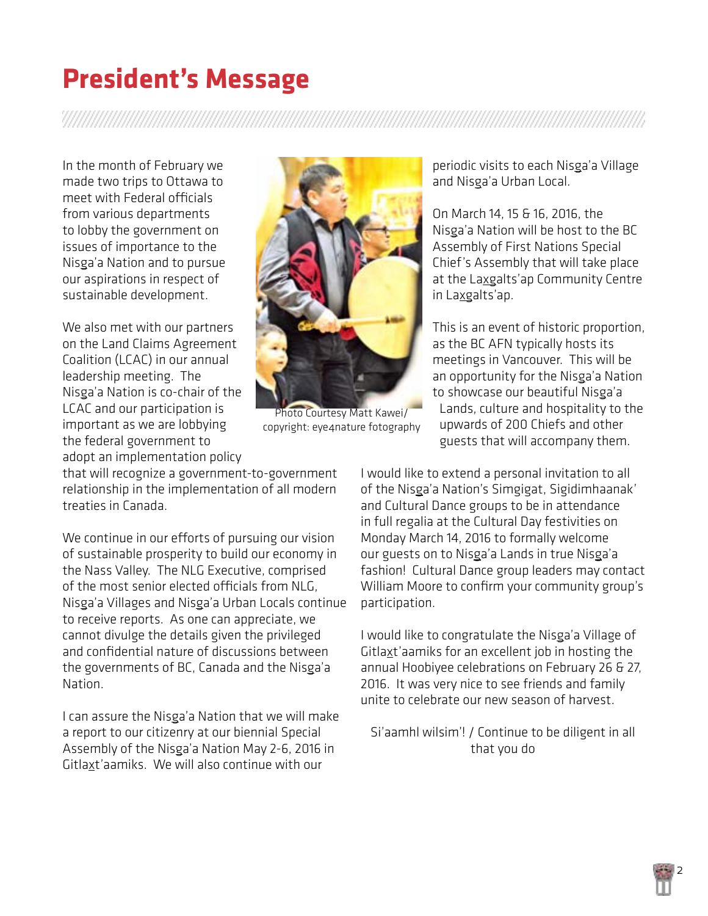# President's Message

In the month of February we made two trips to Ottawa to meet with Federal officials from various departments to lobby the government on issues of importance to the Nisga'a Nation and to pursue our aspirations in respect of sustainable development.

We also met with our partners on the Land Claims Agreement Coalition (LCAC) in our annual leadership meeting. The Nisga'a Nation is co-chair of the LCAC and our participation is important as we are lobbying the federal government to adopt an implementation policy that will recognize a government-to-government relationship in the implementation of all modern treaties in Canada.

Photo Courtesy Matt Kawei/ copyright: eye4nature fotography

We continue in our efforts of pursuing our vision of sustainable prosperity to build our economy in the Nass Valley. The NLG Executive, comprised of the most senior elected officials from NLG, Nisga'a Villages and Nisga'a Urban Locals continue to receive reports. As one can appreciate, we cannot divulge the details given the privileged and confidential nature of discussions between the governments of BC, Canada and the Nisga'a Nation.

I can assure the Nisga'a Nation that we will make a report to our citizenry at our biennial Special Assembly of the Nisga'a Nation May 2-6, 2016 in Gitlaxt'aamiks. We will also continue with our periodic visits to each Nisga'a Village and Nisga'a Urban Local.

On March 14, 15 & 16, 2016, the Nisga'a Nation will be host to the BC Assembly of First Nations Special Chief's Assembly that will take place at the Laxgalts'ap Community Centre in Laxgalts'ap.

This is an event of historic proportion, as the BC AFN typically hosts its meetings in Vancouver. This will be an opportunity for the Nisga'a Nation to showcase our beautiful Nisga'a Lands, culture and hospitality to the upwards of 200 Chiefs and other guests that will accompany them.

I would like to extend a personal invitation to all of the Nisga'a Nation's Simgigat, Sigidimhaanak' and Cultural Dance groups to be in attendance in full regalia at the Cultural Day festivities on Monday March 14, 2016 to formally welcome our guests on to Nisga'a Lands in true Nisga'a fashion! Cultural Dance group leaders may contact William Moore to confirm your community group's participation.

I would like to congratulate the Nisga'a Village of Gitlaxt'aamiks for an excellent job in hosting the annual Hoobiyee celebrations on February 26 & 27, 2016. It was very nice to see friends and family unite to celebrate our new season of harvest.

Si'aamhl wilsim'! / Continue to be diligent in all that you do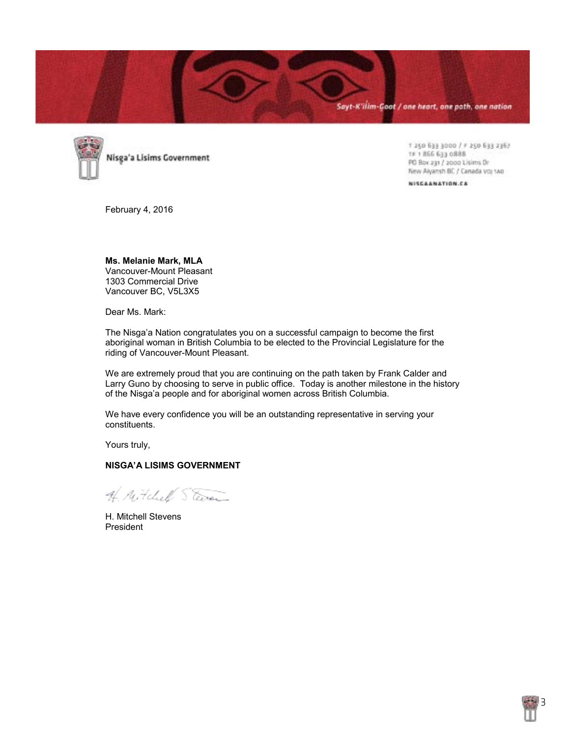Sayt-K'ilim-Goot / one heart, one path, one nation

Nisg̱a'a Lisims Government

T 250 633 3000 / F 250 633 2367
TF 1 866 633 0888
PO Box 231 / 2000 Lisims Dr
New Aiyansh BC / Canada V0J 1A0

NISGAANATION.CA

February 4, 2016

**Ms. Melanie Mark, MLA**
Vancouver-Mount Pleasant
1303 Commercial Drive
Vancouver BC, V5L3X5

Dear Ms. Mark:

The Nisga'a Nation congratulates you on a successful campaign to become the first aboriginal woman in British Columbia to be elected to the Provincial Legislature for the riding of Vancouver-Mount Pleasant.

We are extremely proud that you are continuing on the path taken by Frank Calder and Larry Guno by choosing to serve in public office. Today is another milestone in the history of the Nisga'a people and for aboriginal women across British Columbia.

We have every confidence you will be an outstanding representative in serving your constituents.

Yours truly,

**NISGA'A LISIMS GOVERNMENT**

H. Mitchell Stevens
President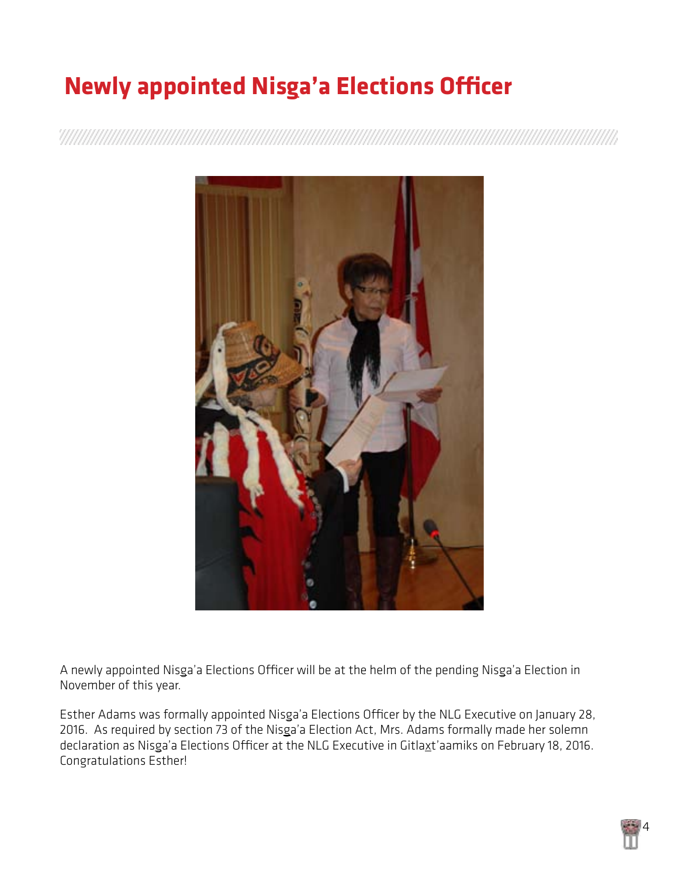# Newly appointed Nisga'a Elections Officer

A newly appointed Nisg̱a'a Elections Officer will be at the helm of the pending Nisg̱a'a Election in November of this year.

Esther Adams was formally appointed Nisg̱a'a Elections Officer by the NLG Executive on January 28, 2016. As required by section 73 of the Nisg̱a'a Election Act, Mrs. Adams formally made her solemn declaration as Nisg̱a'a Elections Officer at the NLG Executive in Gitlax̱t'aamiks on February 18, 2016. Congratulations Esther!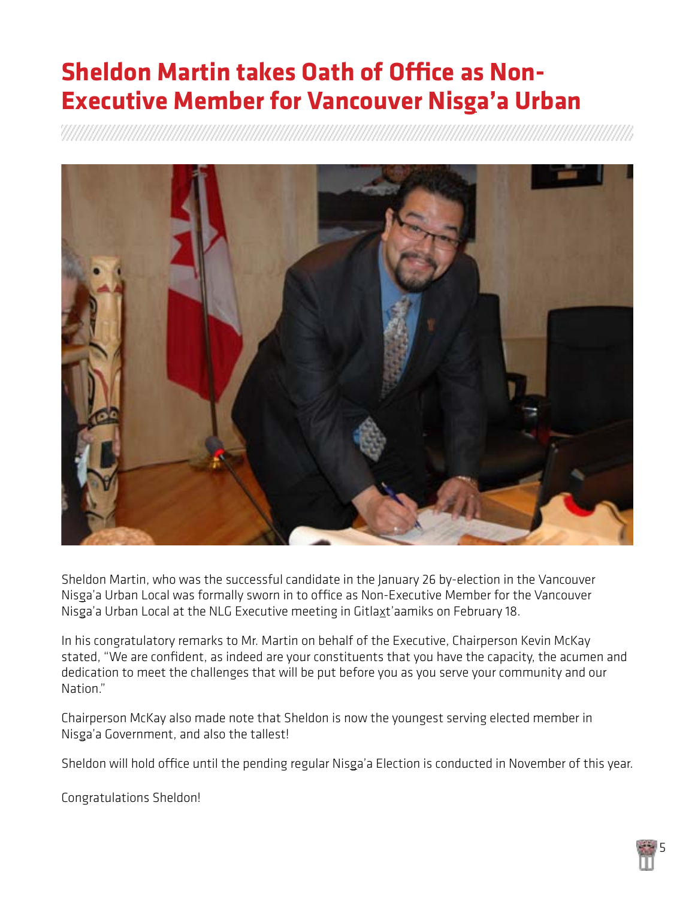# Sheldon Martin takes Oath of Office as Non-Executive Member for Vancouver Nisga'a Urban

Sheldon Martin, who was the successful candidate in the January 26 by-election in the Vancouver Nisg̱a'a Urban Local was formally sworn in to office as Non-Executive Member for the Vancouver Nisg̱a'a Urban Local at the NLG Executive meeting in Gitlax̱t'aamiks on February 18.

In his congratulatory remarks to Mr. Martin on behalf of the Executive, Chairperson Kevin McKay stated, "We are confident, as indeed are your constituents that you have the capacity, the acumen and dedication to meet the challenges that will be put before you as you serve your community and our Nation."

Chairperson McKay also made note that Sheldon is now the youngest serving elected member in Nisg̱a'a Government, and also the tallest!

Sheldon will hold office until the pending regular Nisg̱a'a Election is conducted in November of this year.

Congratulations Sheldon!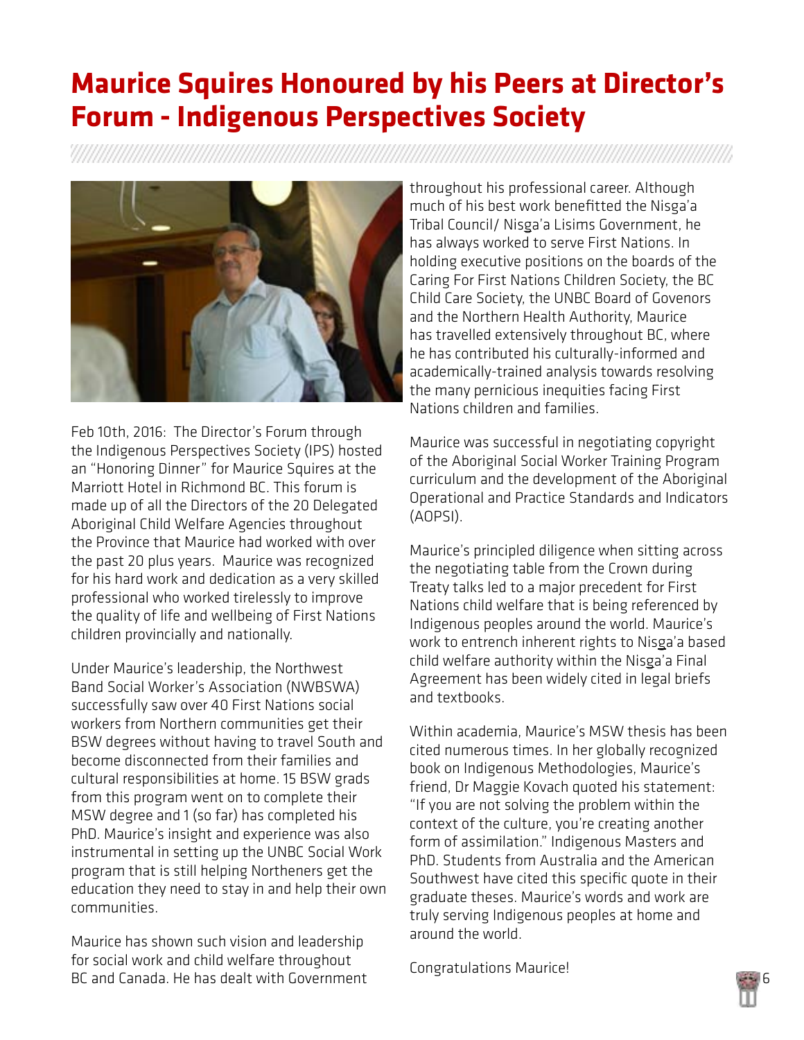# Maurice Squires Honoured by his Peers at Director's Forum - Indigenous Perspectives Society

Feb 10th, 2016: The Director's Forum through the Indigenous Perspectives Society (IPS) hosted an "Honoring Dinner" for Maurice Squires at the Marriott Hotel in Richmond BC. This forum is made up of all the Directors of the 20 Delegated Aboriginal Child Welfare Agencies throughout the Province that Maurice had worked with over the past 20 plus years. Maurice was recognized for his hard work and dedication as a very skilled professional who worked tirelessly to improve the quality of life and wellbeing of First Nations children provincially and nationally.

Under Maurice's leadership, the Northwest Band Social Worker's Association (NWBSWA) successfully saw over 40 First Nations social workers from Northern communities get their BSW degrees without having to travel South and become disconnected from their families and cultural responsibilities at home. 15 BSW grads from this program went on to complete their MSW degree and 1 (so far) has completed his PhD. Maurice's insight and experience was also instrumental in setting up the UNBC Social Work program that is still helping Northeners get the education they need to stay in and help their own communities.

Maurice has shown such vision and leadership for social work and child welfare throughout BC and Canada. He has dealt with Government throughout his professional career. Although much of his best work benefitted the Nisga'a Tribal Council/ Nisga'a Lisims Government, he has always worked to serve First Nations. In holding executive positions on the boards of the Caring For First Nations Children Society, the BC Child Care Society, the UNBC Board of Govenors and the Northern Health Authority, Maurice has travelled extensively throughout BC, where he has contributed his culturally-informed and academically-trained analysis towards resolving the many pernicious inequities facing First Nations children and families.

Maurice was successful in negotiating copyright of the Aboriginal Social Worker Training Program curriculum and the development of the Aboriginal Operational and Practice Standards and Indicators (AOPSI).

Maurice's principled diligence when sitting across the negotiating table from the Crown during Treaty talks led to a major precedent for First Nations child welfare that is being referenced by Indigenous peoples around the world. Maurice's work to entrench inherent rights to Nisg̱a'a based child welfare authority within the Nisga'a Final Agreement has been widely cited in legal briefs and textbooks.

Within academia, Maurice's MSW thesis has been cited numerous times. In her globally recognized book on Indigenous Methodologies, Maurice's friend, Dr Maggie Kovach quoted his statement: "If you are not solving the problem within the context of the culture, you're creating another form of assimilation." Indigenous Masters and PhD. Students from Australia and the American Southwest have cited this specific quote in their graduate theses. Maurice's words and work are truly serving Indigenous peoples at home and around the world.

Congratulations Maurice!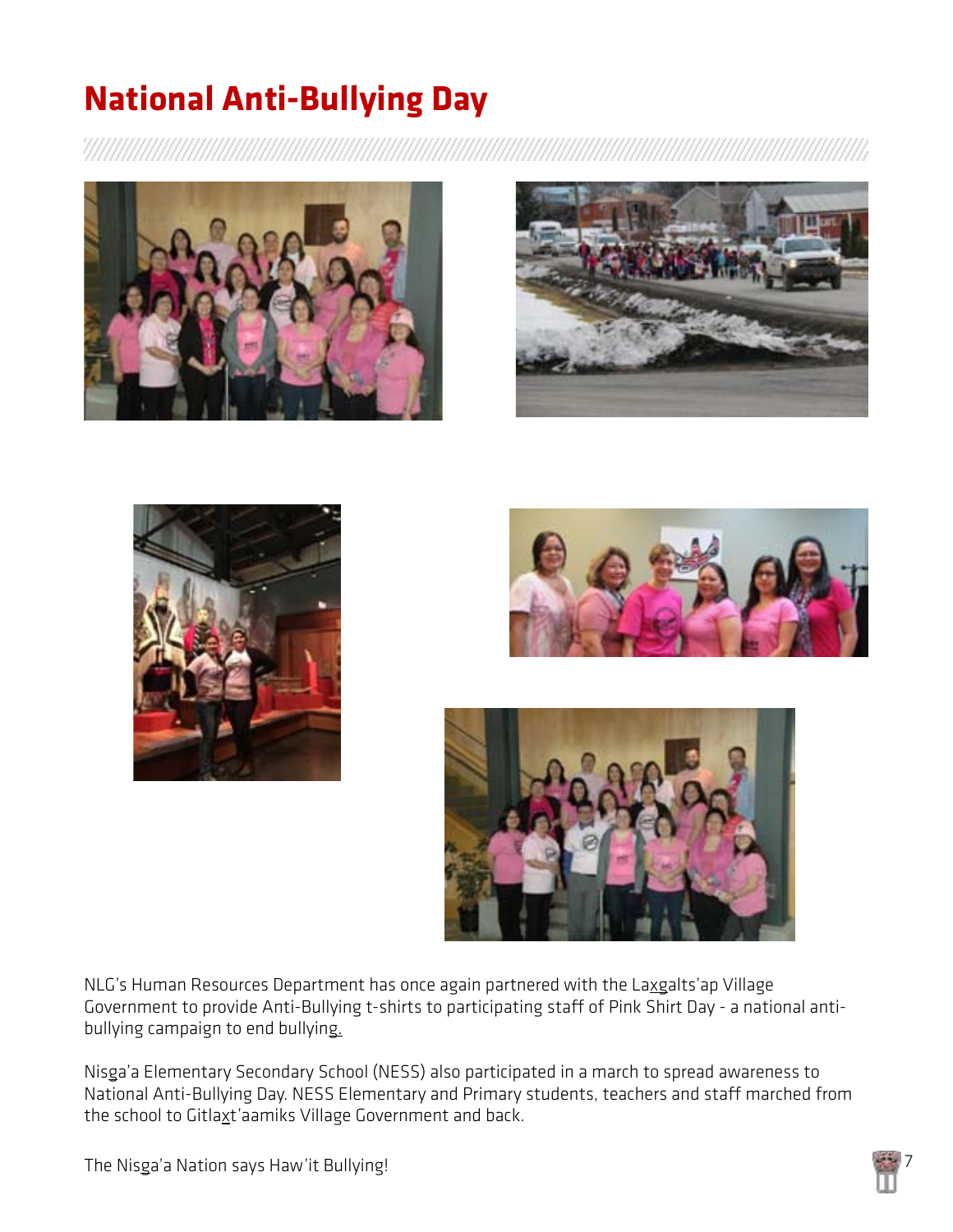# National Anti-Bullying Day

NLG's Human Resources Department has once again partnered with the Laxgalts'ap Village Government to provide Anti-Bullying t-shirts to participating staff of Pink Shirt Day - a national anti-bullying campaign to end bullying.

Nisga'a Elementary Secondary School (NESS) also participated in a march to spread awareness to National Anti-Bullying Day. NESS Elementary and Primary students, teachers and staff marched from the school to Gitlaxt'aamiks Village Government and back.

The Nisga'a Nation says Haw'it Bullying!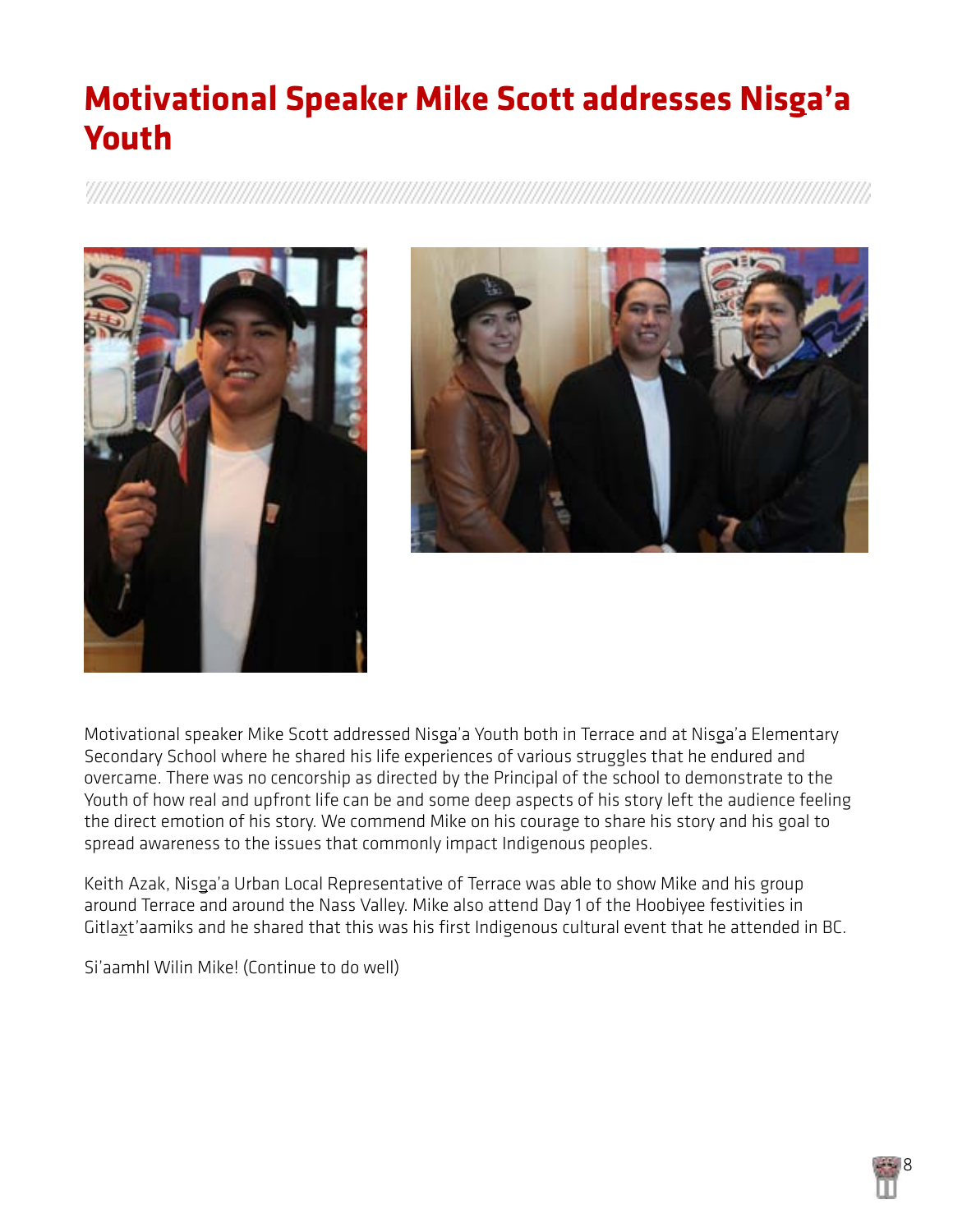# Motivational Speaker Mike Scott addresses Nisga'a Youth

Motivational speaker Mike Scott addressed Nisga'a Youth both in Terrace and at Nisga'a Elementary Secondary School where he shared his life experiences of various struggles that he endured and overcame. There was no cencorship as directed by the Principal of the school to demonstrate to the Youth of how real and upfront life can be and some deep aspects of his story left the audience feeling the direct emotion of his story. We commend Mike on his courage to share his story and his goal to spread awareness to the issues that commonly impact Indigenous peoples.

Keith Azak, Nisga'a Urban Local Representative of Terrace was able to show Mike and his group around Terrace and around the Nass Valley. Mike also attend Day 1 of the Hoobiyee festivities in Gitlax̱t'aamiks and he shared that this was his first Indigenous cultural event that he attended in BC.

Si'aamhl Wilin Mike! (Continue to do well)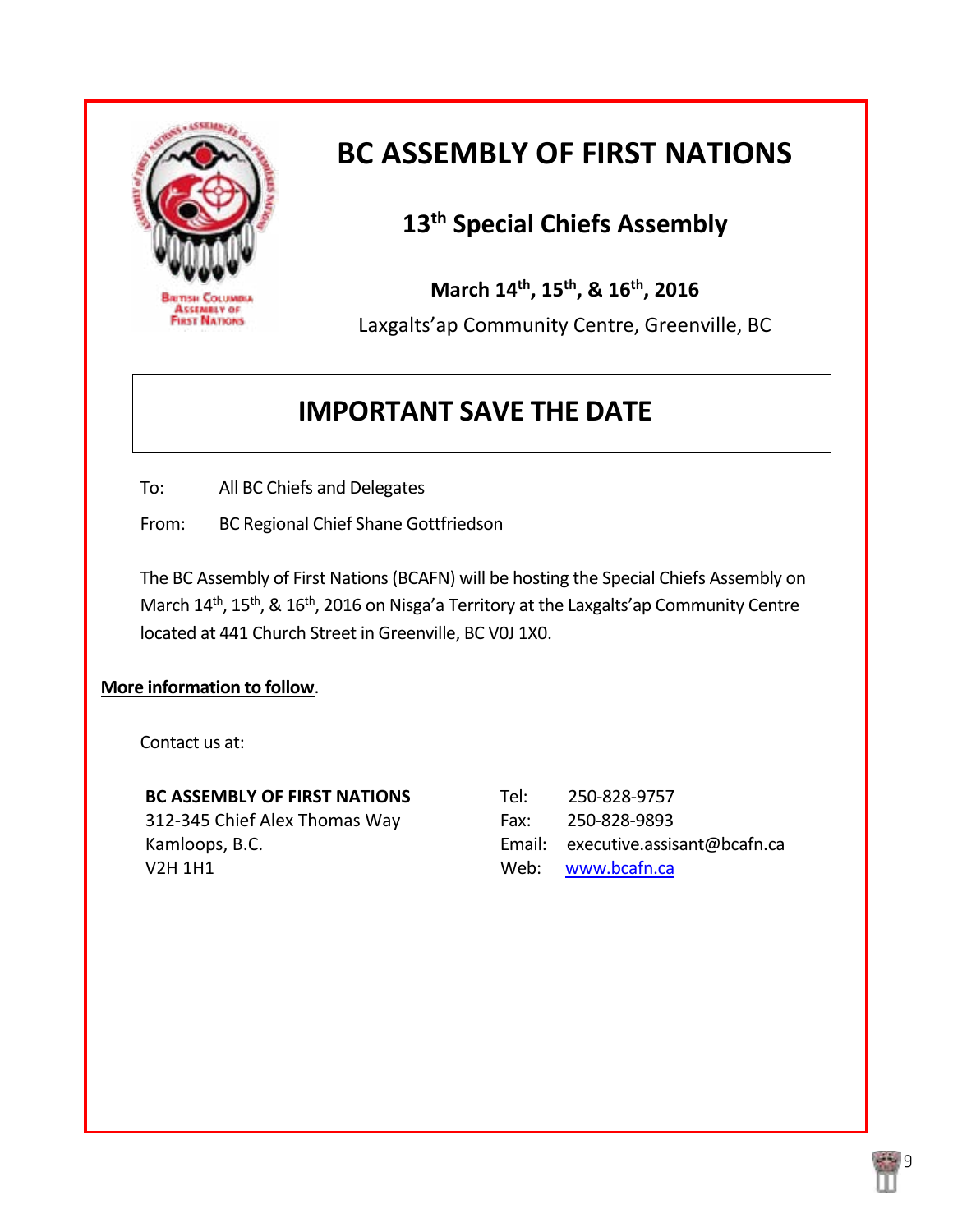# BC ASSEMBLY OF FIRST NATIONS

## 13th Special Chiefs Assembly

**March 14th, 15th, & 16th, 2016**

Laxgalts'ap Community Centre, Greenville, BC

## IMPORTANT SAVE THE DATE

To: All BC Chiefs and Delegates

From: BC Regional Chief Shane Gottfriedson

The BC Assembly of First Nations (BCAFN) will be hosting the Special Chiefs Assembly on March 14th, 15th, & 16th, 2016 on Nisga'a Territory at the Laxgalts'ap Community Centre located at 441 Church Street in Greenville, BC V0J 1X0.

**More information to follow**.

Contact us at:

**BC ASSEMBLY OF FIRST NATIONS**
312-345 Chief Alex Thomas Way
Kamloops, B.C.
V2H 1H1

Tel: 250-828-9757
Fax: 250-828-9893
Email: executive.assisant@bcafn.ca
Web: www.bcafn.ca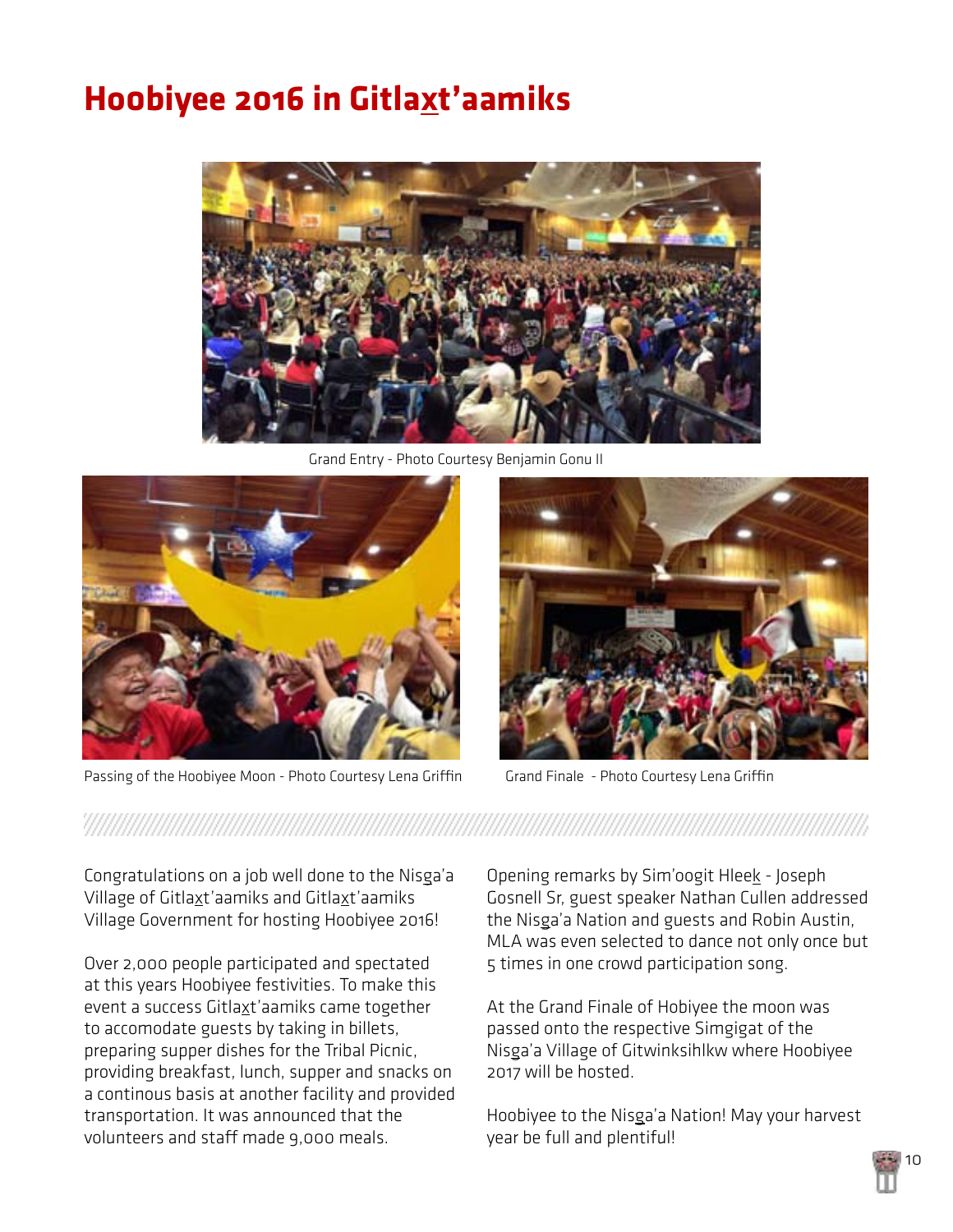# Hoobiyee 2016 in Gitlax̲t'aamiks

Grand Entry - Photo Courtesy Benjamin Gonu II

Passing of the Hoobiyee Moon - Photo Courtesy Lena Griffin

Grand Finale - Photo Courtesy Lena Griffin

Congratulations on a job well done to the Nisg̲a'a Village of Gitlax̲t'aamiks and Gitlax̲t'aamiks Village Government for hosting Hoobiyee 2016!

Over 2,000 people participated and spectated at this years Hoobiyee festivities. To make this event a success Gitlax̲t'aamiks came together to accomodate guests by taking in billets, preparing supper dishes for the Tribal Picnic, providing breakfast, lunch, supper and snacks on a continous basis at another facility and provided transportation. It was announced that the volunteers and staff made 9,000 meals.

Opening remarks by Sim'oogit Hleek̲ - Joseph Gosnell Sr, guest speaker Nathan Cullen addressed the Nisg̲a'a Nation and guests and Robin Austin, MLA was even selected to dance not only once but 5 times in one crowd participation song.

At the Grand Finale of Hobiyee the moon was passed onto the respective Simgigat of the Nisg̲a'a Village of Gitwinksihlkw where Hoobiyee 2017 will be hosted.

Hoobiyee to the Nisg̲a'a Nation! May your harvest year be full and plentiful!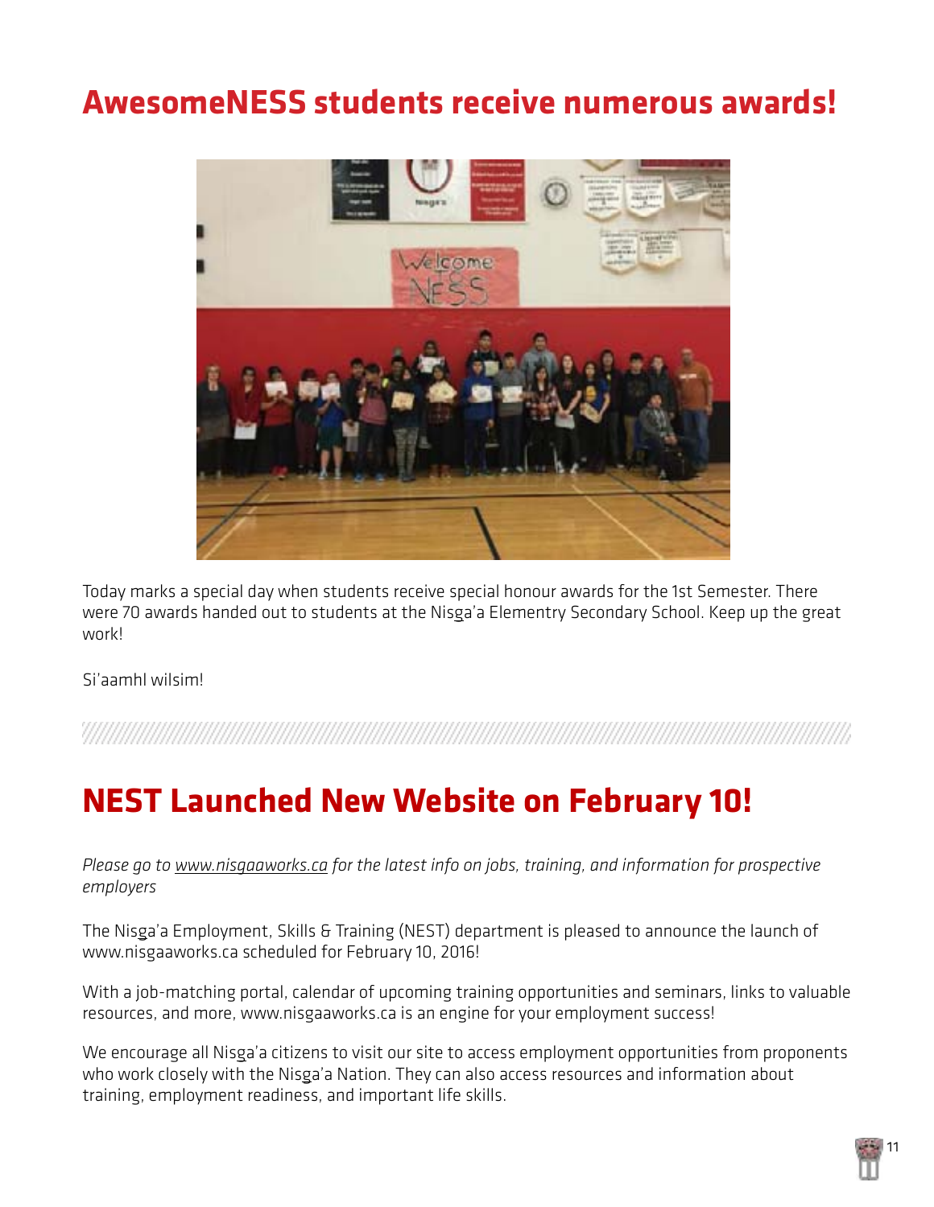## AwesomeNESS students receive numerous awards!

Today marks a special day when students receive special honour awards for the 1st Semester. There were 70 awards handed out to students at the Nisg̲a'a Elementry Secondary School. Keep up the great work!

Si'aamhl wilsim!

## NEST Launched New Website on February 10!

*Please go to www.nisgaaworks.ca for the latest info on jobs, training, and information for prospective employers*

The Nisg̲a'a Employment, Skills & Training (NEST) department is pleased to announce the launch of www.nisgaaworks.ca scheduled for February 10, 2016!

With a job-matching portal, calendar of upcoming training opportunities and seminars, links to valuable resources, and more, www.nisgaaworks.ca is an engine for your employment success!

We encourage all Nisg̲a'a citizens to visit our site to access employment opportunities from proponents who work closely with the Nisg̲a'a Nation. They can also access resources and information about training, employment readiness, and important life skills.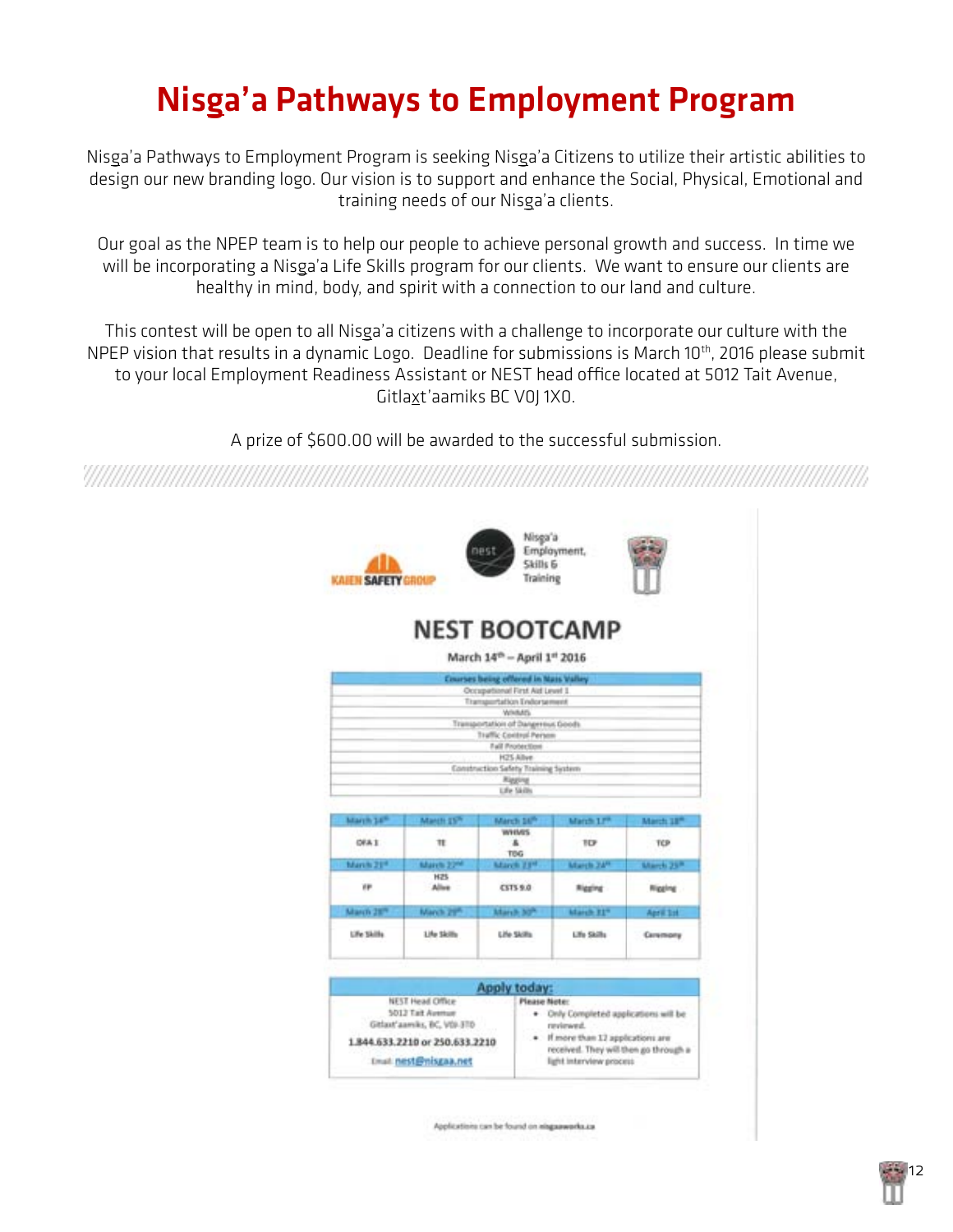# Nisga'a Pathways to Employment Program

Nisga'a Pathways to Employment Program is seeking Nisga'a Citizens to utilize their artistic abilities to design our new branding logo. Our vision is to support and enhance the Social, Physical, Emotional and training needs of our Nisga'a clients.

Our goal as the NPEP team is to help our people to achieve personal growth and success. In time we will be incorporating a Nisga'a Life Skills program for our clients. We want to ensure our clients are healthy in mind, body, and spirit with a connection to our land and culture.

This contest will be open to all Nisga'a citizens with a challenge to incorporate our culture with the NPEP vision that results in a dynamic Logo. Deadline for submissions is March 10th, 2016 please submit to your local Employment Readiness Assistant or NEST head office located at 5012 Tait Avenue, Gitlaxt'aamiks BC V0J 1X0.

A prize of $600.00 will be awarded to the successful submission.

KAIEN SAFETY GROUP

Nisga'a Employment, Skills & Training

## NEST BOOTCAMP

March 14th – April 1st 2016

| Courses being offered in Nass Valley |
|---|
| Occupational First Aid Level 1 |
| Transportation Endorsement |
| WHMIS |
| Transportation of Dangerous Goods |
| Traffic Control Person |
| Fall Protection |
| H2S Alive |
| Construction Safety Training System |
| Rigging |
| Life Skills |

| March 14th | March 15th | March 16th | March 17th | March 18th |
|---|---|---|---|---|
| OFA 1 | TE | WHMIS & TDG | TCP | TCP |
| **March 21st** | **March 22nd** | **March 23rd** | **March 24th** | **March 25th** |
| FP | H2S Alive | CSTS 9.0 | Rigging | Rigging |
| **March 28th** | **March 29th** | **March 30th** | **March 31st** | **April 1st** |
| Life Skills | Life Skills | Life Skills | Life Skills | Ceremony |

| Apply today: | |
|---|---|
| NEST Head Office<br>5012 Tait Avenue<br>Gitlaxt'aamiks, BC, V0J 1T0<br>1.844.633.2210 or 250.633.2210<br>Email: nest@nisgaa.net | Please Note:<br>• Only Completed applications will be reviewed.<br>• If more than 12 applications are received. They will then go through a light interview process |

Applications can be found on nisgaaworks.ca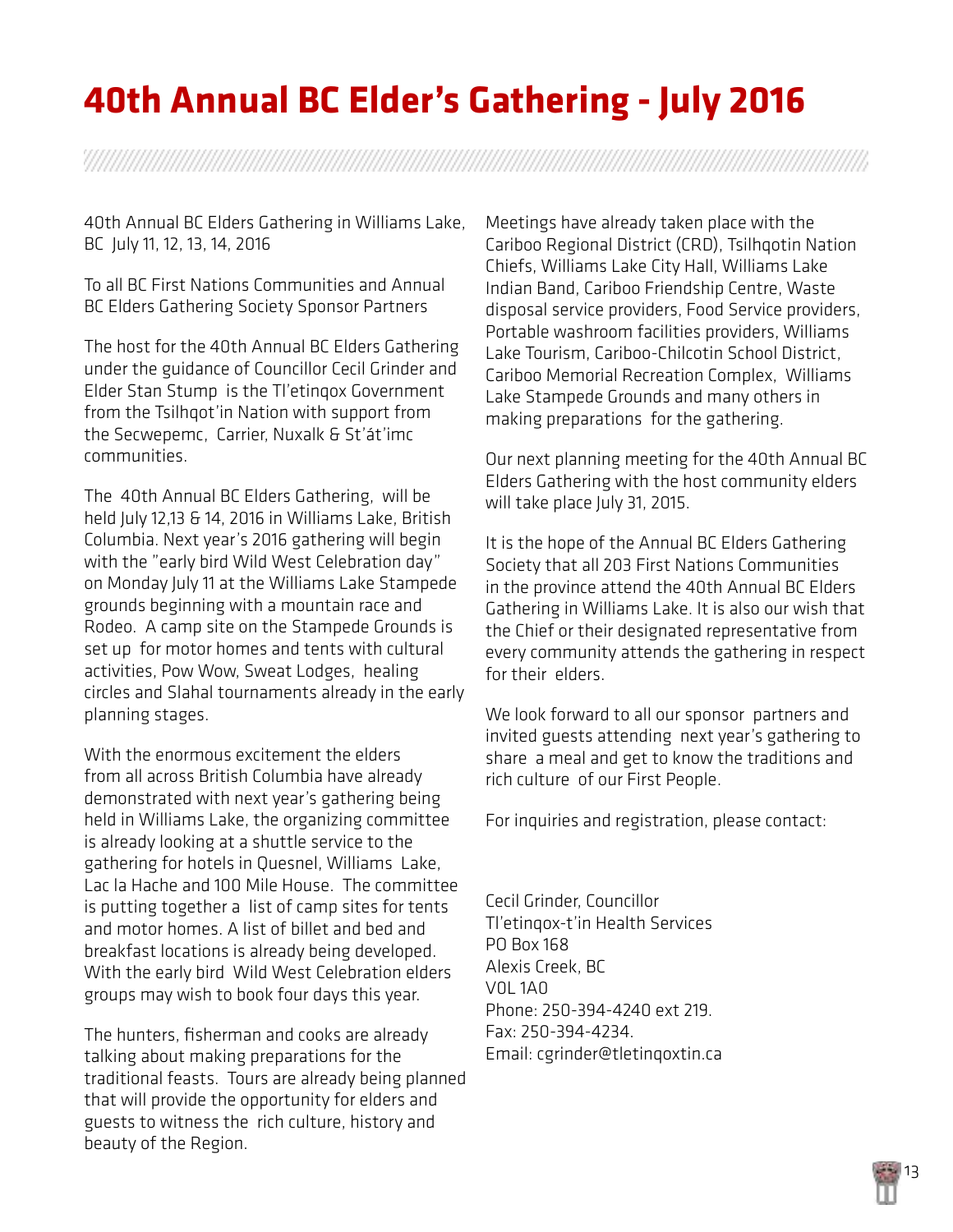# 40th Annual BC Elder's Gathering - July 2016

40th Annual BC Elders Gathering in Williams Lake, BC July 11, 12, 13, 14, 2016

To all BC First Nations Communities and Annual BC Elders Gathering Society Sponsor Partners

The host for the 40th Annual BC Elders Gathering under the guidance of Councillor Cecil Grinder and Elder Stan Stump is the Tl'etinqox Government from the Tsilhqot'in Nation with support from the Secwepemc, Carrier, Nuxalk & St'át'imc communities.

The 40th Annual BC Elders Gathering, will be held July 12,13 & 14, 2016 in Williams Lake, British Columbia. Next year's 2016 gathering will begin with the "early bird Wild West Celebration day" on Monday July 11 at the Williams Lake Stampede grounds beginning with a mountain race and Rodeo. A camp site on the Stampede Grounds is set up for motor homes and tents with cultural activities, Pow Wow, Sweat Lodges, healing circles and Slahal tournaments already in the early planning stages.

With the enormous excitement the elders from all across British Columbia have already demonstrated with next year's gathering being held in Williams Lake, the organizing committee is already looking at a shuttle service to the gathering for hotels in Quesnel, Williams Lake, Lac la Hache and 100 Mile House. The committee is putting together a list of camp sites for tents and motor homes. A list of billet and bed and breakfast locations is already being developed. With the early bird Wild West Celebration elders groups may wish to book four days this year.

The hunters, fisherman and cooks are already talking about making preparations for the traditional feasts. Tours are already being planned that will provide the opportunity for elders and guests to witness the rich culture, history and beauty of the Region.

Meetings have already taken place with the Cariboo Regional District (CRD), Tsilhqotin Nation Chiefs, Williams Lake City Hall, Williams Lake Indian Band, Cariboo Friendship Centre, Waste disposal service providers, Food Service providers, Portable washroom facilities providers, Williams Lake Tourism, Cariboo-Chilcotin School District, Cariboo Memorial Recreation Complex, Williams Lake Stampede Grounds and many others in making preparations for the gathering.

Our next planning meeting for the 40th Annual BC Elders Gathering with the host community elders will take place July 31, 2015.

It is the hope of the Annual BC Elders Gathering Society that all 203 First Nations Communities in the province attend the 40th Annual BC Elders Gathering in Williams Lake. It is also our wish that the Chief or their designated representative from every community attends the gathering in respect for their elders.

We look forward to all our sponsor partners and invited guests attending next year's gathering to share a meal and get to know the traditions and rich culture of our First People.

For inquiries and registration, please contact:

Cecil Grinder, Councillor  
Tl'etinqox-t'in Health Services  
PO Box 168  
Alexis Creek, BC  
V0L 1A0  
Phone: 250-394-4240 ext 219.  
Fax: 250-394-4234.  
Email: cgrinder@tletinqoxtin.ca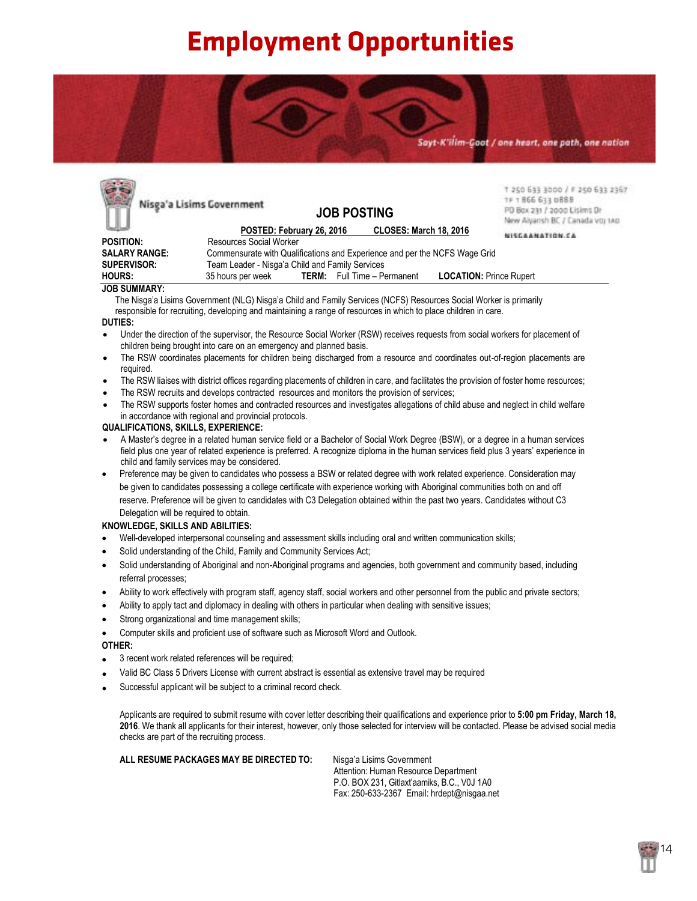# Employment Opportunities

Sayt-K'ilim-Goot / one heart, one path, one nation

Nisga'a Lisims Government

T 250 633 3000 / F 250 633 2367
TF 1 866 633 0888
PO Box 231 / 2000 Lisims Dr
New Aiyansh BC / Canada V0J 1A0
NISGAANATION.CA

## JOB POSTING

**POSTED: February 26, 2016** **CLOSES: March 18, 2016**

**POSITION:** Resources Social Worker
**SALARY RANGE:** Commensurate with Qualifications and Experience and per the NCFS Wage Grid
**SUPERVISOR:** Team Leader - Nisga'a Child and Family Services
**HOURS:** 35 hours per week **TERM:** Full Time – Permanent **LOCATION:** Prince Rupert

**JOB SUMMARY:**

The Nisga'a Lisims Government (NLG) Nisga'a Child and Family Services (NCFS) Resources Social Worker is primarily responsible for recruiting, developing and maintaining a range of resources in which to place children in care.

**DUTIES:**

- Under the direction of the supervisor, the Resource Social Worker (RSW) receives requests from social workers for placement of children being brought into care on an emergency and planned basis.
- The RSW coordinates placements for children being discharged from a resource and coordinates out-of-region placements are required.
- The RSW liaises with district offices regarding placements of children in care, and facilitates the provision of foster home resources;
- The RSW recruits and develops contracted resources and monitors the provision of services;
- The RSW supports foster homes and contracted resources and investigates allegations of child abuse and neglect in child welfare in accordance with regional and provincial protocols.

**QUALIFICATIONS, SKILLS, EXPERIENCE:**

- A Master's degree in a related human service field or a Bachelor of Social Work Degree (BSW), or a degree in a human services field plus one year of related experience is preferred. A recognize diploma in the human services field plus 3 years' experience in child and family services may be considered.
- Preference may be given to candidates who possess a BSW or related degree with work related experience. Consideration may be given to candidates possessing a college certificate with experience working with Aboriginal communities both on and off reserve. Preference will be given to candidates with C3 Delegation obtained within the past two years. Candidates without C3 Delegation will be required to obtain.

**KNOWLEDGE, SKILLS AND ABILITIES:**

- Well-developed interpersonal counseling and assessment skills including oral and written communication skills;
- Solid understanding of the Child, Family and Community Services Act;
- Solid understanding of Aboriginal and non-Aboriginal programs and agencies, both government and community based, including referral processes;
- Ability to work effectively with program staff, agency staff, social workers and other personnel from the public and private sectors;
- Ability to apply tact and diplomacy in dealing with others in particular when dealing with sensitive issues;
- Strong organizational and time management skills;
- Computer skills and proficient use of software such as Microsoft Word and Outlook.

**OTHER:**

- 3 recent work related references will be required;
- Valid BC Class 5 Drivers License with current abstract is essential as extensive travel may be required
- Successful applicant will be subject to a criminal record check.

Applicants are required to submit resume with cover letter describing their qualifications and experience prior to **5:00 pm Friday, March 18, 2016**. We thank all applicants for their interest, however, only those selected for interview will be contacted. Please be advised social media checks are part of the recruiting process.

**ALL RESUME PACKAGES MAY BE DIRECTED TO:**

Nisga'a Lisims Government
Attention: Human Resource Department
P.O. BOX 231, Gitlaxt'aamiks, B.C., V0J 1A0
Fax: 250-633-2367 Email: hrdept@nisgaa.net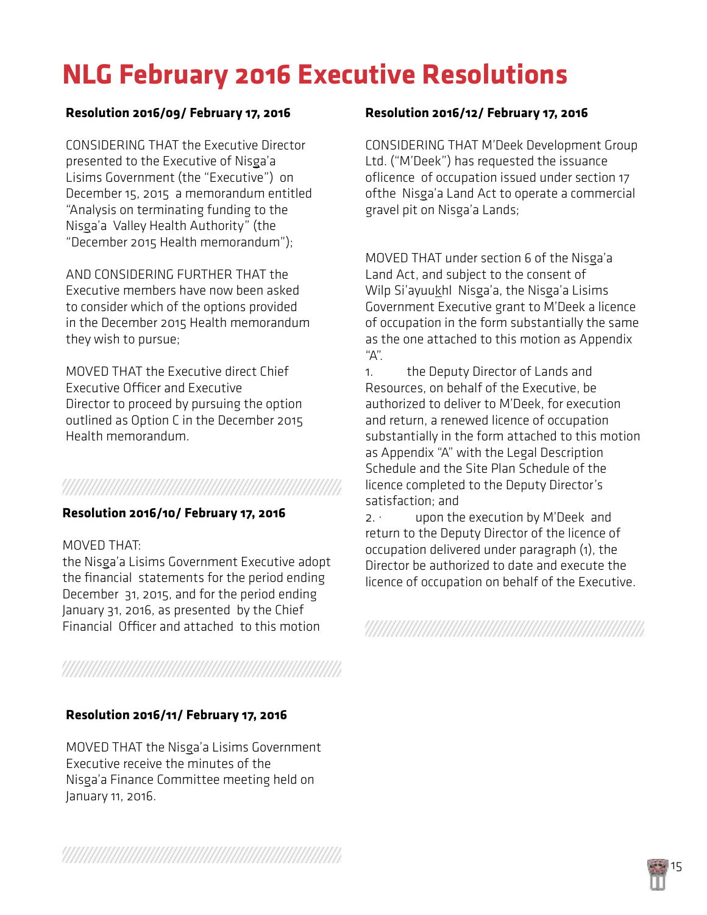# NLG February 2016 Executive Resolutions

**Resolution 2016/09/ February 17, 2016**

CONSIDERING THAT the Executive Director presented to the Executive of Nisga'a Lisims Government (the "Executive") on December 15, 2015 a memorandum entitled "Analysis on terminating funding to the Nisga'a Valley Health Authority" (the "December 2015 Health memorandum");

AND CONSIDERING FURTHER THAT the Executive members have now been asked to consider which of the options provided in the December 2015 Health memorandum they wish to pursue;

MOVED THAT the Executive direct Chief Executive Officer and Executive Director to proceed by pursuing the option outlined as Option C in the December 2015 Health memorandum.

**Resolution 2016/10/ February 17, 2016**

MOVED THAT:
the Nisga'a Lisims Government Executive adopt the financial statements for the period ending December 31, 2015, and for the period ending January 31, 2016, as presented by the Chief Financial Officer and attached to this motion

**Resolution 2016/11/ February 17, 2016**

MOVED THAT the Nisga'a Lisims Government Executive receive the minutes of the Nisga'a Finance Committee meeting held on January 11, 2016.

**Resolution 2016/12/ February 17, 2016**

CONSIDERING THAT M'Deek Development Group Ltd. ("M'Deek") has requested the issuance oflicence of occupation issued under section 17 ofthe Nisga'a Land Act to operate a commercial gravel pit on Nisga'a Lands;

MOVED THAT under section 6 of the Nisga'a Land Act, and subject to the consent of Wilp Si'ayuukhl Nisga'a, the Nisga'a Lisims Government Executive grant to M'Deek a licence of occupation in the form substantially the same as the one attached to this motion as Appendix "A".

1. the Deputy Director of Lands and Resources, on behalf of the Executive, be authorized to deliver to M'Deek, for execution and return, a renewed licence of occupation substantially in the form attached to this motion as Appendix "A" with the Legal Description Schedule and the Site Plan Schedule of the licence completed to the Deputy Director's satisfaction; and
2. upon the execution by M'Deek and return to the Deputy Director of the licence of occupation delivered under paragraph (1), the Director be authorized to date and execute the licence of occupation on behalf of the Executive.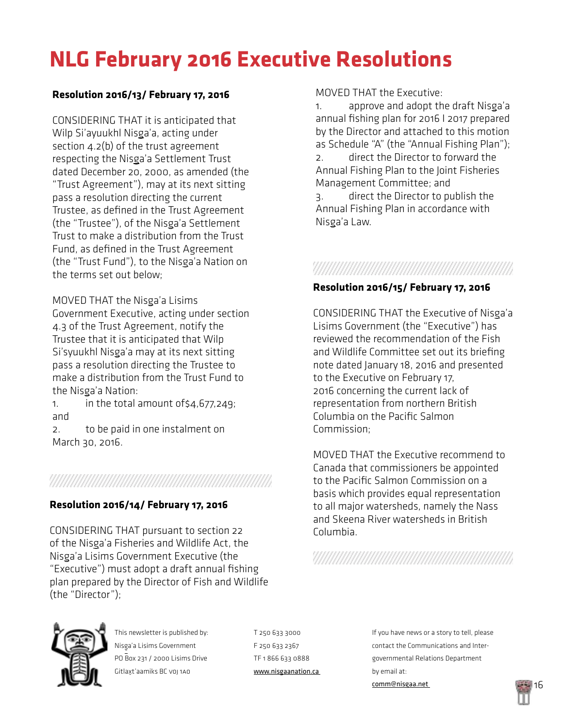# NLG February 2016 Executive Resolutions

**Resolution 2016/13/ February 17, 2016**

CONSIDERING THAT it is anticipated that Wilp Si'ayuukhl Nisg̱a'a, acting under section 4.2(b) of the trust agreement respecting the Nisg̱a'a Settlement Trust dated December 20, 2000, as amended (the "Trust Agreement"), may at its next sitting pass a resolution directing the current Trustee, as defined in the Trust Agreement (the "Trustee"), of the Nisg̱a'a Settlement Trust to make a distribution from the Trust Fund, as defined in the Trust Agreement (the "Trust Fund"), to the Nisg̱a'a Nation on the terms set out below;

MOVED THAT the Nisg̱a'a Lisims Government Executive, acting under section 4.3 of the Trust Agreement, notify the Trustee that it is anticipated that Wilp Si'syuukhl Nisg̱a'a may at its next sitting pass a resolution directing the Trustee to make a distribution from the Trust Fund to the Nisg̱a'a Nation:

1. in the total amount of$4,677,249; and
2. to be paid in one instalment on March 30, 2016.

**Resolution 2016/14/ February 17, 2016**

CONSIDERING THAT pursuant to section 22 of the Nisg̱a'a Fisheries and Wildlife Act, the Nisg̱a'a Lisims Government Executive (the "Executive") must adopt a draft annual fishing plan prepared by the Director of Fish and Wildlife (the "Director");

MOVED THAT the Executive:

1. approve and adopt the draft Nisg̱a'a annual fishing plan for 2016 I 2017 prepared by the Director and attached to this motion as Schedule "A" (the "Annual Fishing Plan");
2. direct the Director to forward the Annual Fishing Plan to the Joint Fisheries Management Committee; and
3. direct the Director to publish the Annual Fishing Plan in accordance with Nisg̱a'a Law.

**Resolution 2016/15/ February 17, 2016**

CONSIDERING THAT the Executive of Nisg̱a'a Lisims Government (the "Executive") has reviewed the recommendation of the Fish and Wildlife Committee set out its briefing note dated January 18, 2016 and presented to the Executive on February 17, 2016 concerning the current lack of representation from northern British Columbia on the Pacific Salmon Commission;

MOVED THAT the Executive recommend to Canada that commissioners be appointed to the Pacific Salmon Commission on a basis which provides equal representation to all major watersheds, namely the Nass and Skeena River watersheds in British Columbia.

This newsletter is published by:
Nisg̱a'a Lisims Government
PO Box 231 / 2000 Lisims Drive
Gitlax̱t'aamiks BC V0J 1A0

T 250 633 3000
F 250 633 2367
TF 1 866 633 0888
www.nisgaanation.ca

If you have news or a story to tell, please contact the Communications and Intergovernmental Relations Department by email at:
comm@nisgaa.net